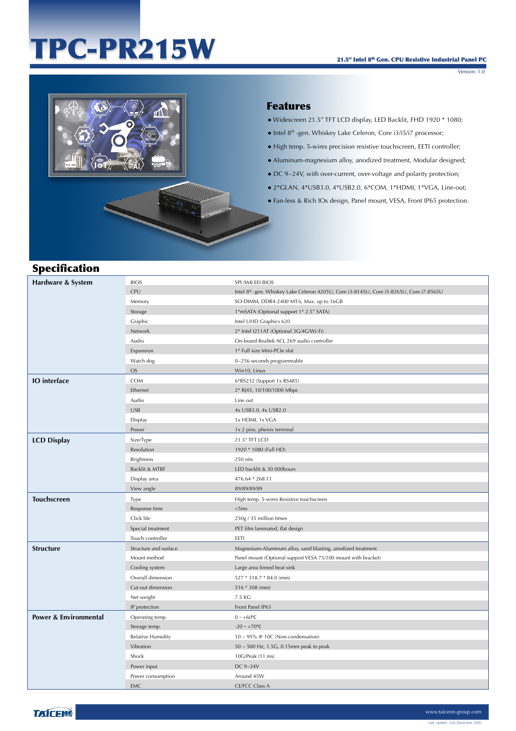# TPC-PR215W

**21.5" Intel 8th Gen. CPU Resistive Industrial Panel PC**

Version: 1.0

## Features

- Widescreen 21.5" TFT LCD display, LED Backlit, FHD 1920 * 1080;
- Intel 8th -gen. Whiskey Lake Celeron, Core i3/i5/i7 processor;
- High temp. 5-wires precision resistive touchscreen, EETI controller;
- Aluminum-magnesium alloy, anodized treatment, Modular designed;
- DC 9~24V, with over-current, over-voltage and polarity protection;
- 2*GLAN, 4*USB3.0, 4*USB2.0, 6*COM, 1*HDMI, 1*VGA, Line-out;
- Fan-less & Rich IOs design, Panel mount, VESA, Front IP65 protection.

## Specification

| Category | Item | Specification |
|---|---|---|
| **Hardware & System** | BIOS | SPI AMI EEI BIOS |
| | CPU | Intel 8th -gen. Whiskey Lake Celeron 4205U, Core i3-8145U, Core i5-8265U, Core i7-8565U |
| | Memory | SO-DIMM, DDR4-2400 MT/s, Max. up to 16GB |
| | Storage | 1*mSATA (Optional support 1* 2.5" SATA) |
| | Graphic | Intel UHD Graphics 620 |
| | Network | 2* Intel I211AT (Optional 3G/4G/Wi-Fi) |
| | Audio | On-board Realtek ACL 269 audio controller |
| | Expansion | 1* Full size Mini-PCIe slot |
| | Watch dog | 0~256 seconds programmable |
| | OS | Win10, Linux |
| **IO interface** | COM | 6*RS232 (Support 1x RS485) |
| | Ethernet | 2* RJ45, 10/100/1000 Mbps |
| | Audio | Line out |
| | USB | 4x USB3.0, 4x USB2.0 |
| | Display | 1x HDMI, 1x VGA |
| | Power | 1x 2 pins, phenix terminal |
| **LCD Display** | Size/Type | 21.5" TFT LCD |
| | Resolution | 1920 * 1080 (Full HD) |
| | Brightness | 250 nits |
| | Backlit & MTBF | LED backlit & 30 000hours |
| | Display area | 476.64 * 268.11 |
| | View angle | 89/89/89/89 |
| **Touchscreen** | Type | High temp. 5-wires Resistive touchscreen |
| | Response time | <5ms |
| | Click life | 250g / 35 million times |
| | Special treatment | PET film laminated, flat design |
| | Touch controller | EETI |
| **Structure** | Structure and surface | Magnesium-Aluminum alloy, sand blasting, anodized treatment |
| | Mount method | Panel mount (Optional support VESA 75/100 mount with bracket) |
| | Cooling system | Large area finned heat sink |
| | Overall dimension | 527 * 318.7 * 84.0 (mm) |
| | Cut-out dimension | 516 * 308 (mm) |
| | Net weight | 7.5 KG |
| | IP protection | Front Panel IP65 |
| **Power & Environmental** | Operating temp. | 0 ~ +60℃ |
| | Storage temp. | -20 ~ +70℃ |
| | Relative Humidity | 10 ~ 95% @ 10C (Non-condensation) |
| | Vibration | 50 ~ 500 Hz, 1.5G, 0.15mm peak to peak |
| | Shock | 10G/Peak (11 ms) |
| | Power input | DC 9~24V |
| | Power consumption | Around 45W |
| | EMC | CE/FCC Class A |

TAICENN

www.taicenn-group.com

Last update: 11st-December-2020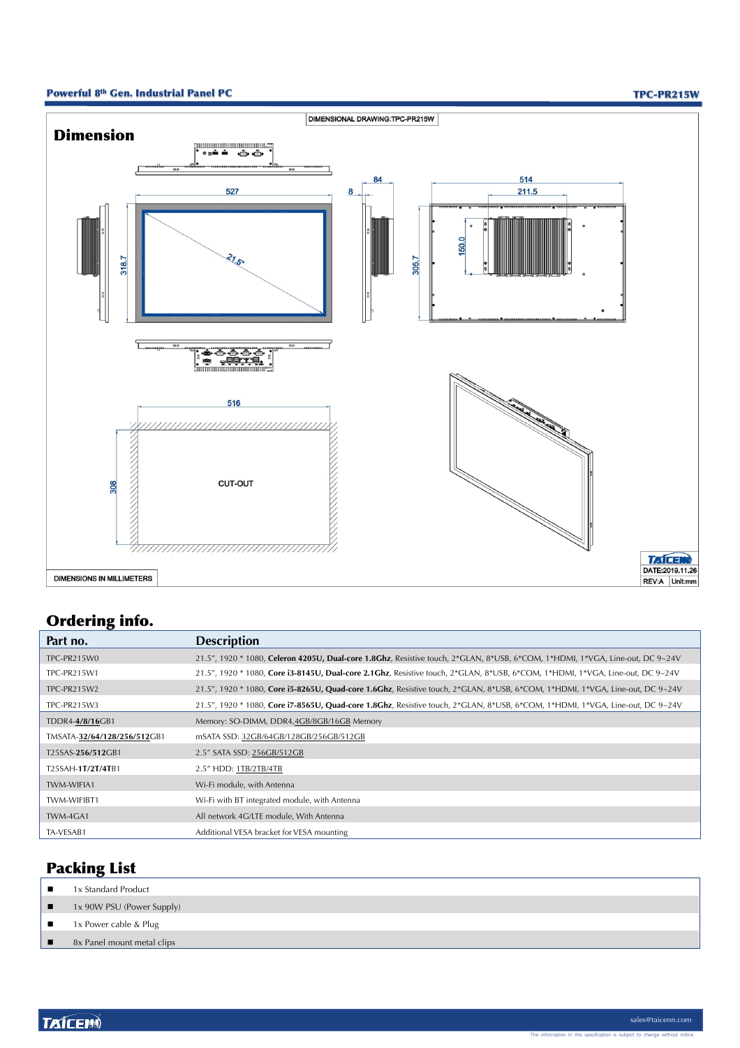## Dimension

DIMENSIONAL DRAWING:TPC-PR215W

527
8
84
514
211.5
318.7
21.5"
305.7
150.0
516
308
CUT-OUT

DIMENSIONS IN MILLIMETERS

DATE:2019.11.26
REV:A Unit:mm

## Ordering info.

| Part no. | Description |
|---|---|
| TPC-PR215W0 | 21.5", 1920 * 1080, **Celeron 4205U, Dual-core 1.8Ghz**, Resistive touch, 2*GLAN, 8*USB, 6*COM, 1*HDMI, 1*VGA, Line-out, DC 9~24V |
| TPC-PR215W1 | 21.5", 1920 * 1080, **Core i3-8145U, Dual-core 2.1Ghz**, Resistive touch, 2*GLAN, 8*USB, 6*COM, 1*HDMI, 1*VGA, Line-out, DC 9~24V |
| TPC-PR215W2 | 21.5", 1920 * 1080, **Core i5-8265U, Quad-core 1.6Ghz**, Resistive touch, 2*GLAN, 8*USB, 6*COM, 1*HDMI, 1*VGA, Line-out, DC 9~24V |
| TPC-PR215W3 | 21.5", 1920 * 1080, **Core i7-8565U, Quad-core 1.8Ghz**, Resistive touch, 2*GLAN, 8*USB, 6*COM, 1*HDMI, 1*VGA, Line-out, DC 9~24V |
| TDDR4-**4/8/16**GB1 | Memory: SO-DIMM, DDR4,4GB/8GB/16GB Memory |
| TMSATA-**32/64/128/256/512**GB1 | mSATA SSD: 32GB/64GB/128GB/256GB/512GB |
| T25SAS-**256/512**GB1 | 2.5" SATA SSD: 256GB/512GB |
| T25SAH-**1T/2T/4T**B1 | 2.5" HDD: 1TB/2TB/4TB |
| TWM-WIFIA1 | Wi-Fi module, with Antenna |
| TWM-WIFIBT1 | Wi-Fi with BT integrated module, with Antenna |
| TWM-4GA1 | All network 4G/LTE module, With Antenna |
| TA-VESAB1 | Additional VESA bracket for VESA mounting |

## Packing List

- 1x Standard Product
- 1x 90W PSU (Power Supply)
- 1x Power cable & Plug
- 8x Panel mount metal clips

sales@taicenn.com

The information in this specification is subject to change without notice